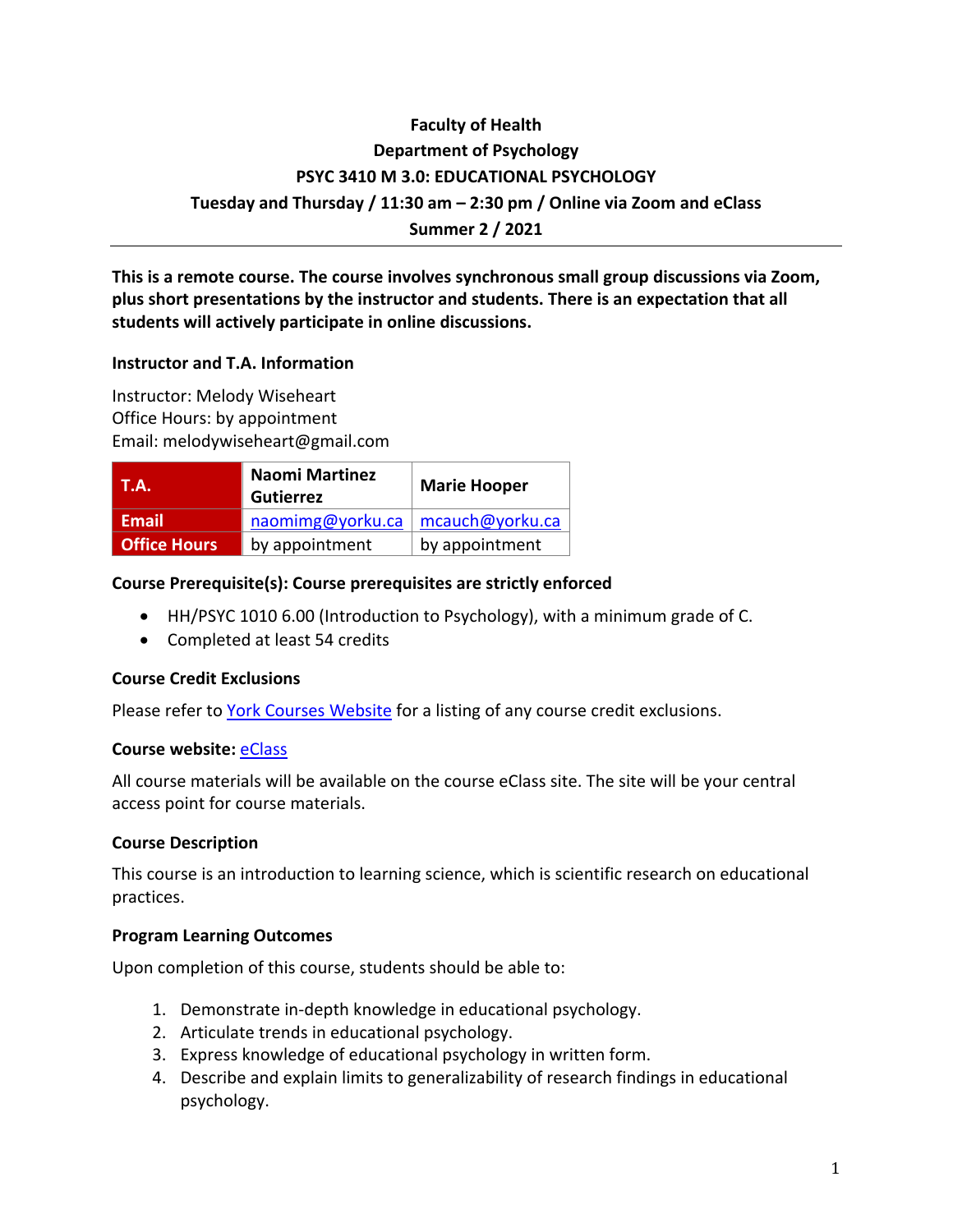**Faculty of Health**
**Department of Psychology**
**PSYC 3410 M 3.0: EDUCATIONAL PSYCHOLOGY**
**Tuesday and Thursday / 11:30 am – 2:30 pm / Online via Zoom and eClass**
**Summer 2 / 2021**

---

**This is a remote course. The course involves synchronous small group discussions via Zoom, plus short presentations by the instructor and students. There is an expectation that all students will actively participate in online discussions.**

### Instructor and T.A. Information

Instructor: Melody Wiseheart
Office Hours: by appointment
Email: melodywiseheart@gmail.com

| T.A. | Naomi Martinez Gutierrez | Marie Hooper |
|---|---|---|
| Email | naomimg@yorku.ca | mcauch@yorku.ca |
| Office Hours | by appointment | by appointment |

### Course Prerequisite(s): Course prerequisites are strictly enforced

- HH/PSYC 1010 6.00 (Introduction to Psychology), with a minimum grade of C.
- Completed at least 54 credits

### Course Credit Exclusions

Please refer to York Courses Website for a listing of any course credit exclusions.

### Course website: eClass

All course materials will be available on the course eClass site. The site will be your central access point for course materials.

### Course Description

This course is an introduction to learning science, which is scientific research on educational practices.

### Program Learning Outcomes

Upon completion of this course, students should be able to:

1. Demonstrate in-depth knowledge in educational psychology.
2. Articulate trends in educational psychology.
3. Express knowledge of educational psychology in written form.
4. Describe and explain limits to generalizability of research findings in educational psychology.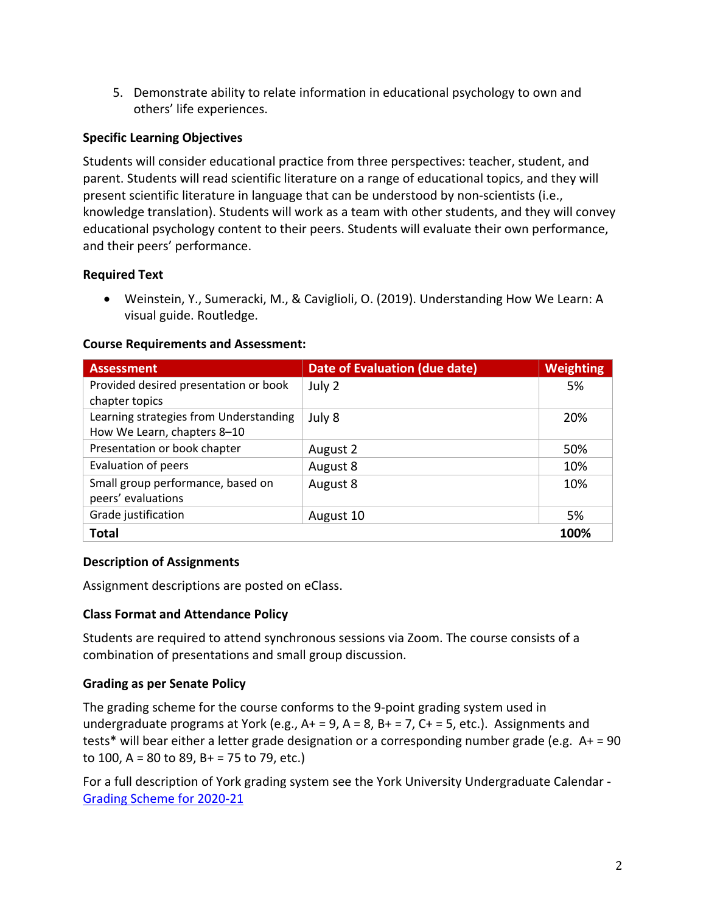5. Demonstrate ability to relate information in educational psychology to own and others' life experiences.

**Specific Learning Objectives**

Students will consider educational practice from three perspectives: teacher, student, and parent. Students will read scientific literature on a range of educational topics, and they will present scientific literature in language that can be understood by non-scientists (i.e., knowledge translation). Students will work as a team with other students, and they will convey educational psychology content to their peers. Students will evaluate their own performance, and their peers' performance.

**Required Text**

- Weinstein, Y., Sumeracki, M., & Caviglioli, O. (2019). Understanding How We Learn: A visual guide. Routledge.

**Course Requirements and Assessment:**

| Assessment | Date of Evaluation (due date) | Weighting |
|---|---|---|
| Provided desired presentation or book chapter topics | July 2 | 5% |
| Learning strategies from Understanding How We Learn, chapters 8–10 | July 8 | 20% |
| Presentation or book chapter | August 2 | 50% |
| Evaluation of peers | August 8 | 10% |
| Small group performance, based on peers' evaluations | August 8 | 10% |
| Grade justification | August 10 | 5% |
| **Total** | | **100%** |

**Description of Assignments**

Assignment descriptions are posted on eClass.

**Class Format and Attendance Policy**

Students are required to attend synchronous sessions via Zoom. The course consists of a combination of presentations and small group discussion.

**Grading as per Senate Policy**

The grading scheme for the course conforms to the 9-point grading system used in undergraduate programs at York (e.g., A+ = 9, A = 8, B+ = 7, C+ = 5, etc.). Assignments and tests* will bear either a letter grade designation or a corresponding number grade (e.g. A+ = 90 to 100, A = 80 to 89, B+ = 75 to 79, etc.)

For a full description of York grading system see the York University Undergraduate Calendar - [Grading Scheme for 2020-21](#)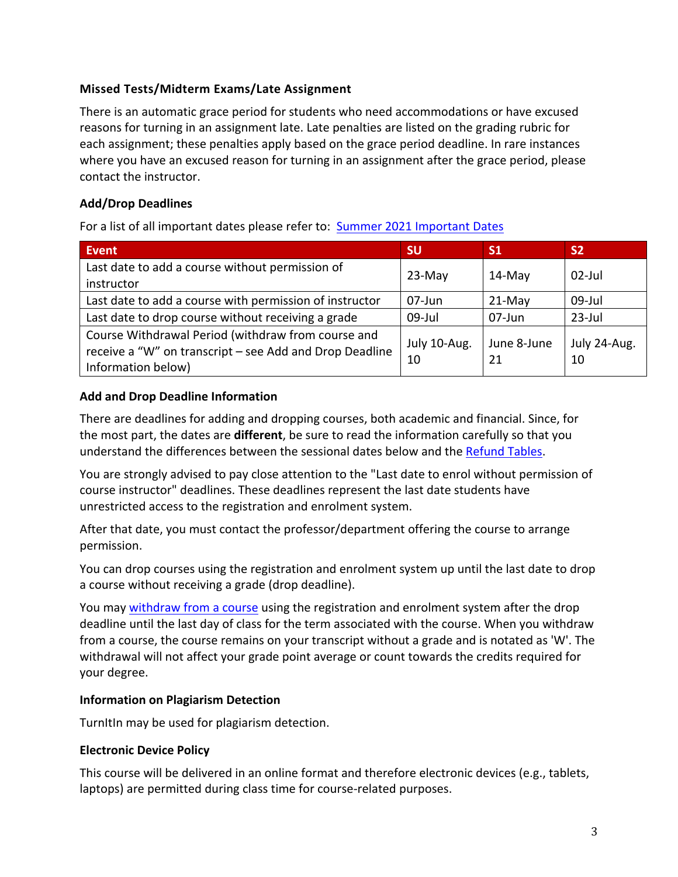### Missed Tests/Midterm Exams/Late Assignment

There is an automatic grace period for students who need accommodations or have excused reasons for turning in an assignment late. Late penalties are listed on the grading rubric for each assignment; these penalties apply based on the grace period deadline. In rare instances where you have an excused reason for turning in an assignment after the grace period, please contact the instructor.

### Add/Drop Deadlines

For a list of all important dates please refer to: [Summer 2021 Important Dates]

| Event | SU | S1 | S2 |
|---|---|---|---|
| Last date to add a course without permission of instructor | 23-May | 14-May | 02-Jul |
| Last date to add a course with permission of instructor | 07-Jun | 21-May | 09-Jul |
| Last date to drop course without receiving a grade | 09-Jul | 07-Jun | 23-Jul |
| Course Withdrawal Period (withdraw from course and receive a "W" on transcript – see Add and Drop Deadline Information below) | July 10-Aug. 10 | June 8-June 21 | July 24-Aug. 10 |

### Add and Drop Deadline Information

There are deadlines for adding and dropping courses, both academic and financial. Since, for the most part, the dates are **different**, be sure to read the information carefully so that you understand the differences between the sessional dates below and the [Refund Tables].

You are strongly advised to pay close attention to the "Last date to enrol without permission of course instructor" deadlines. These deadlines represent the last date students have unrestricted access to the registration and enrolment system.

After that date, you must contact the professor/department offering the course to arrange permission.

You can drop courses using the registration and enrolment system up until the last date to drop a course without receiving a grade (drop deadline).

You may [withdraw from a course] using the registration and enrolment system after the drop deadline until the last day of class for the term associated with the course. When you withdraw from a course, the course remains on your transcript without a grade and is notated as 'W'. The withdrawal will not affect your grade point average or count towards the credits required for your degree.

### Information on Plagiarism Detection

TurnItIn may be used for plagiarism detection.

### Electronic Device Policy

This course will be delivered in an online format and therefore electronic devices (e.g., tablets, laptops) are permitted during class time for course-related purposes.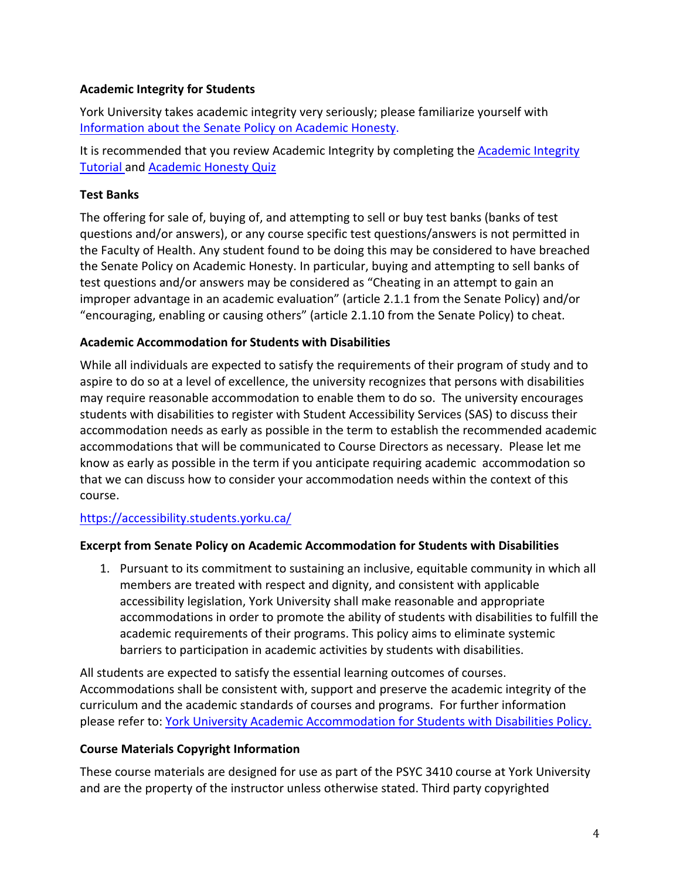**Academic Integrity for Students**

York University takes academic integrity very seriously; please familiarize yourself with Information about the Senate Policy on Academic Honesty.

It is recommended that you review Academic Integrity by completing the Academic Integrity Tutorial and Academic Honesty Quiz

**Test Banks**

The offering for sale of, buying of, and attempting to sell or buy test banks (banks of test questions and/or answers), or any course specific test questions/answers is not permitted in the Faculty of Health. Any student found to be doing this may be considered to have breached the Senate Policy on Academic Honesty. In particular, buying and attempting to sell banks of test questions and/or answers may be considered as "Cheating in an attempt to gain an improper advantage in an academic evaluation" (article 2.1.1 from the Senate Policy) and/or "encouraging, enabling or causing others" (article 2.1.10 from the Senate Policy) to cheat.

**Academic Accommodation for Students with Disabilities**

While all individuals are expected to satisfy the requirements of their program of study and to aspire to do so at a level of excellence, the university recognizes that persons with disabilities may require reasonable accommodation to enable them to do so. The university encourages students with disabilities to register with Student Accessibility Services (SAS) to discuss their accommodation needs as early as possible in the term to establish the recommended academic accommodations that will be communicated to Course Directors as necessary. Please let me know as early as possible in the term if you anticipate requiring academic accommodation so that we can discuss how to consider your accommodation needs within the context of this course.

https://accessibility.students.yorku.ca/

**Excerpt from Senate Policy on Academic Accommodation for Students with Disabilities**

1. Pursuant to its commitment to sustaining an inclusive, equitable community in which all members are treated with respect and dignity, and consistent with applicable accessibility legislation, York University shall make reasonable and appropriate accommodations in order to promote the ability of students with disabilities to fulfill the academic requirements of their programs. This policy aims to eliminate systemic barriers to participation in academic activities by students with disabilities.

All students are expected to satisfy the essential learning outcomes of courses. Accommodations shall be consistent with, support and preserve the academic integrity of the curriculum and the academic standards of courses and programs. For further information please refer to: York University Academic Accommodation for Students with Disabilities Policy.

**Course Materials Copyright Information**

These course materials are designed for use as part of the PSYC 3410 course at York University and are the property of the instructor unless otherwise stated. Third party copyrighted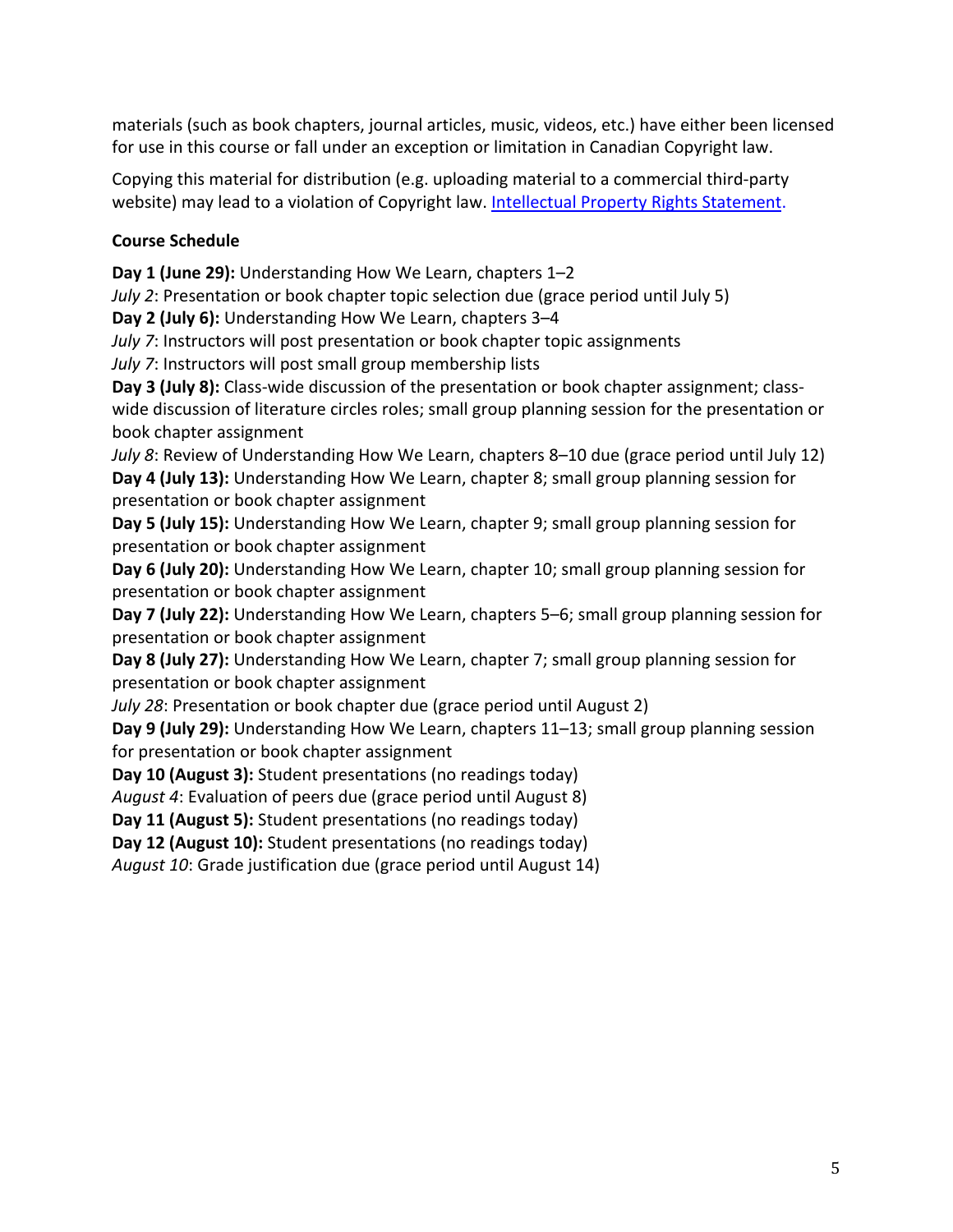materials (such as book chapters, journal articles, music, videos, etc.) have either been licensed for use in this course or fall under an exception or limitation in Canadian Copyright law.

Copying this material for distribution (e.g. uploading material to a commercial third-party website) may lead to a violation of Copyright law. [Intellectual Property Rights Statement](.)

**Course Schedule**

**Day 1 (June 29):** Understanding How We Learn, chapters 1–2
*July 2*: Presentation or book chapter topic selection due (grace period until July 5)
**Day 2 (July 6):** Understanding How We Learn, chapters 3–4
*July 7*: Instructors will post presentation or book chapter topic assignments
*July 7*: Instructors will post small group membership lists
**Day 3 (July 8):** Class-wide discussion of the presentation or book chapter assignment; class-wide discussion of literature circles roles; small group planning session for the presentation or book chapter assignment
*July 8*: Review of Understanding How We Learn, chapters 8–10 due (grace period until July 12)
**Day 4 (July 13):** Understanding How We Learn, chapter 8; small group planning session for presentation or book chapter assignment
**Day 5 (July 15):** Understanding How We Learn, chapter 9; small group planning session for presentation or book chapter assignment
**Day 6 (July 20):** Understanding How We Learn, chapter 10; small group planning session for presentation or book chapter assignment
**Day 7 (July 22):** Understanding How We Learn, chapters 5–6; small group planning session for presentation or book chapter assignment
**Day 8 (July 27):** Understanding How We Learn, chapter 7; small group planning session for presentation or book chapter assignment
*July 28*: Presentation or book chapter due (grace period until August 2)
**Day 9 (July 29):** Understanding How We Learn, chapters 11–13; small group planning session for presentation or book chapter assignment
**Day 10 (August 3):** Student presentations (no readings today)
*August 4*: Evaluation of peers due (grace period until August 8)
**Day 11 (August 5):** Student presentations (no readings today)
**Day 12 (August 10):** Student presentations (no readings today)
*August 10*: Grade justification due (grace period until August 14)